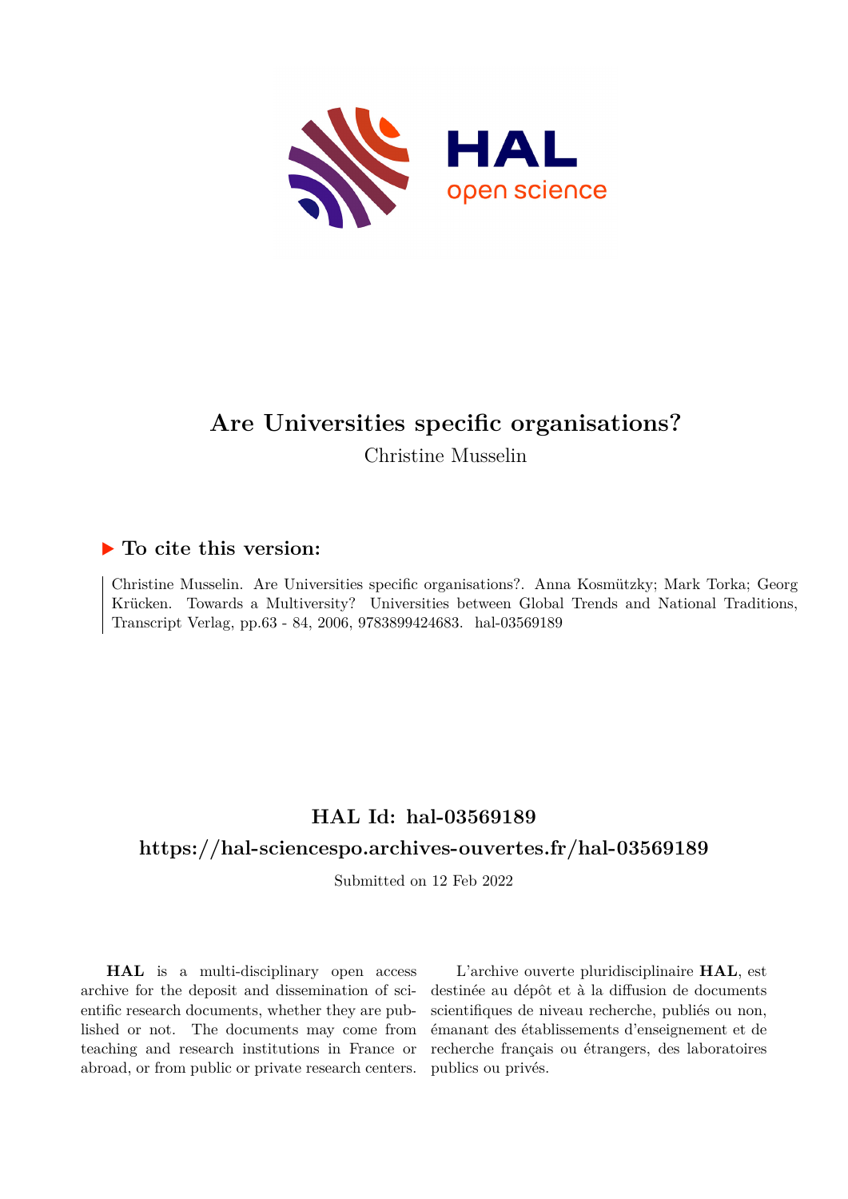# Are Universities specific organisations?

Christine Musselin

## ▶ To cite this version:

Christine Musselin. Are Universities specific organisations?. Anna Kosmützky; Mark Torka; Georg Krücken. Towards a Multiversity? Universities between Global Trends and National Traditions, Transcript Verlag, pp.63 - 84, 2006, 9783899424683. hal-03569189

## HAL Id: hal-03569189

## https://hal-sciencespo.archives-ouvertes.fr/hal-03569189

Submitted on 12 Feb 2022

**HAL** is a multi-disciplinary open access archive for the deposit and dissemination of scientific research documents, whether they are published or not. The documents may come from teaching and research institutions in France or abroad, or from public or private research centers.

L'archive ouverte pluridisciplinaire **HAL**, est destinée au dépôt et à la diffusion de documents scientifiques de niveau recherche, publiés ou non, émanant des établissements d'enseignement et de recherche français ou étrangers, des laboratoires publics ou privés.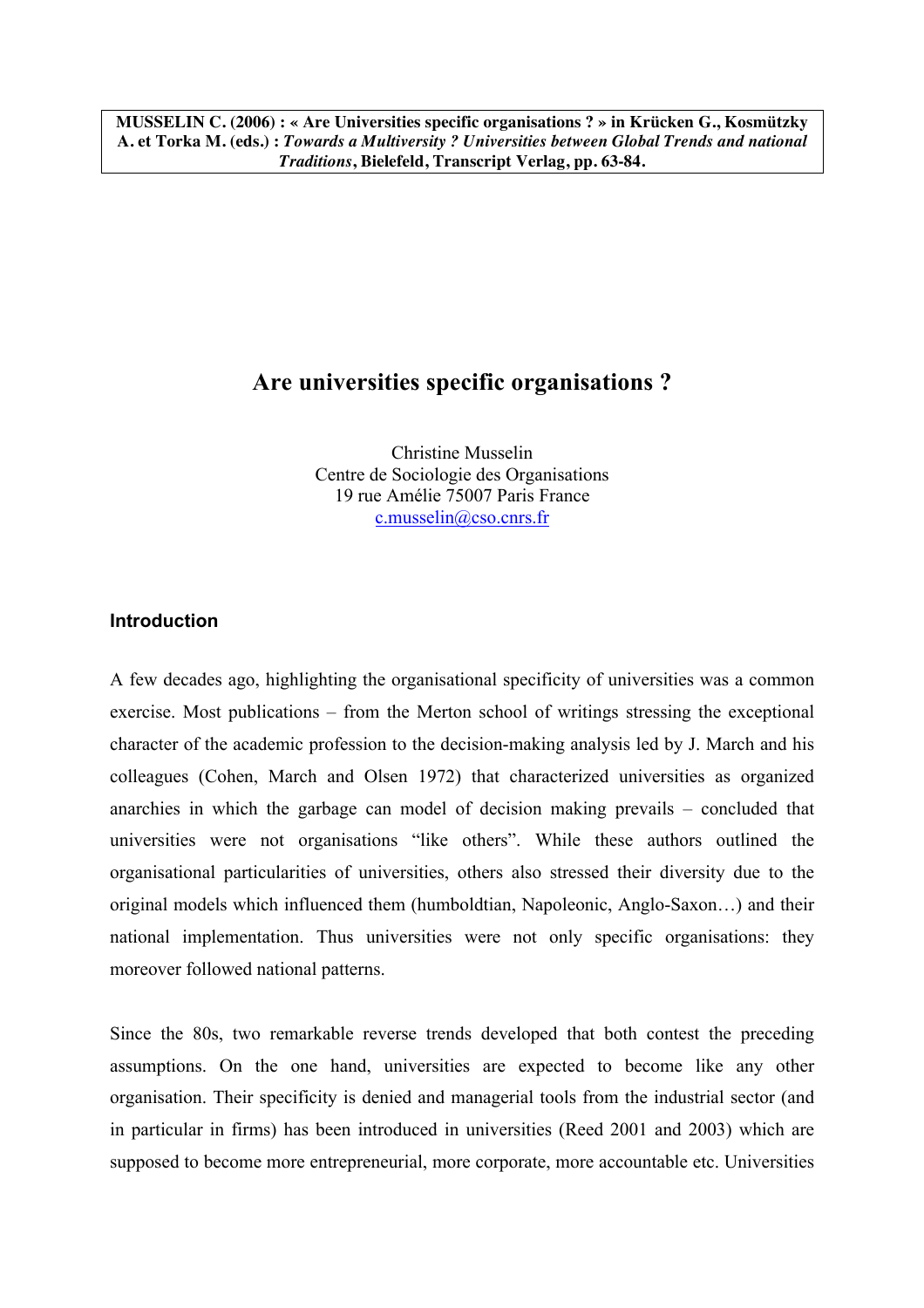**MUSSELIN C. (2006) : « Are Universities specific organisations ? » in Krücken G., Kosmützky A. et Torka M. (eds.) : *Towards a Multiversity ? Universities between Global Trends and national Traditions*, Bielefeld, Transcript Verlag, pp. 63-84.**

# Are universities specific organisations ?

Christine Musselin
Centre de Sociologie des Organisations
19 rue Amélie 75007 Paris France
c.musselin@cso.cnrs.fr

## Introduction

A few decades ago, highlighting the organisational specificity of universities was a common exercise. Most publications – from the Merton school of writings stressing the exceptional character of the academic profession to the decision-making analysis led by J. March and his colleagues (Cohen, March and Olsen 1972) that characterized universities as organized anarchies in which the garbage can model of decision making prevails – concluded that universities were not organisations "like others". While these authors outlined the organisational particularities of universities, others also stressed their diversity due to the original models which influenced them (humboldtian, Napoleonic, Anglo-Saxon…) and their national implementation. Thus universities were not only specific organisations: they moreover followed national patterns.

Since the 80s, two remarkable reverse trends developed that both contest the preceding assumptions. On the one hand, universities are expected to become like any other organisation. Their specificity is denied and managerial tools from the industrial sector (and in particular in firms) has been introduced in universities (Reed 2001 and 2003) which are supposed to become more entrepreneurial, more corporate, more accountable etc. Universities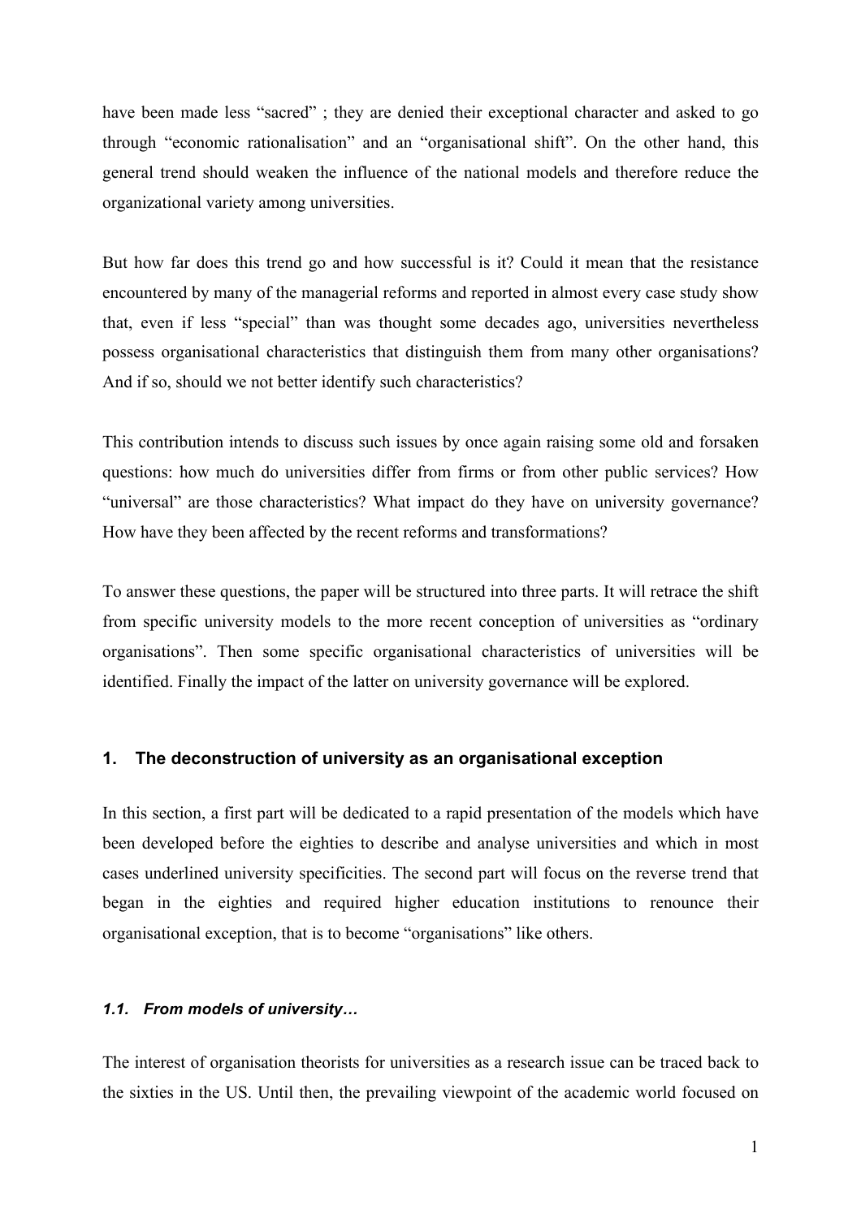have been made less "sacred" ; they are denied their exceptional character and asked to go through "economic rationalisation" and an "organisational shift". On the other hand, this general trend should weaken the influence of the national models and therefore reduce the organizational variety among universities.

But how far does this trend go and how successful is it? Could it mean that the resistance encountered by many of the managerial reforms and reported in almost every case study show that, even if less "special" than was thought some decades ago, universities nevertheless possess organisational characteristics that distinguish them from many other organisations? And if so, should we not better identify such characteristics?

This contribution intends to discuss such issues by once again raising some old and forsaken questions: how much do universities differ from firms or from other public services? How "universal" are those characteristics? What impact do they have on university governance? How have they been affected by the recent reforms and transformations?

To answer these questions, the paper will be structured into three parts. It will retrace the shift from specific university models to the more recent conception of universities as "ordinary organisations". Then some specific organisational characteristics of universities will be identified. Finally the impact of the latter on university governance will be explored.

## 1. The deconstruction of university as an organisational exception

In this section, a first part will be dedicated to a rapid presentation of the models which have been developed before the eighties to describe and analyse universities and which in most cases underlined university specificities. The second part will focus on the reverse trend that began in the eighties and required higher education institutions to renounce their organisational exception, that is to become "organisations" like others.

### *1.1. From models of university…*

The interest of organisation theorists for universities as a research issue can be traced back to the sixties in the US. Until then, the prevailing viewpoint of the academic world focused on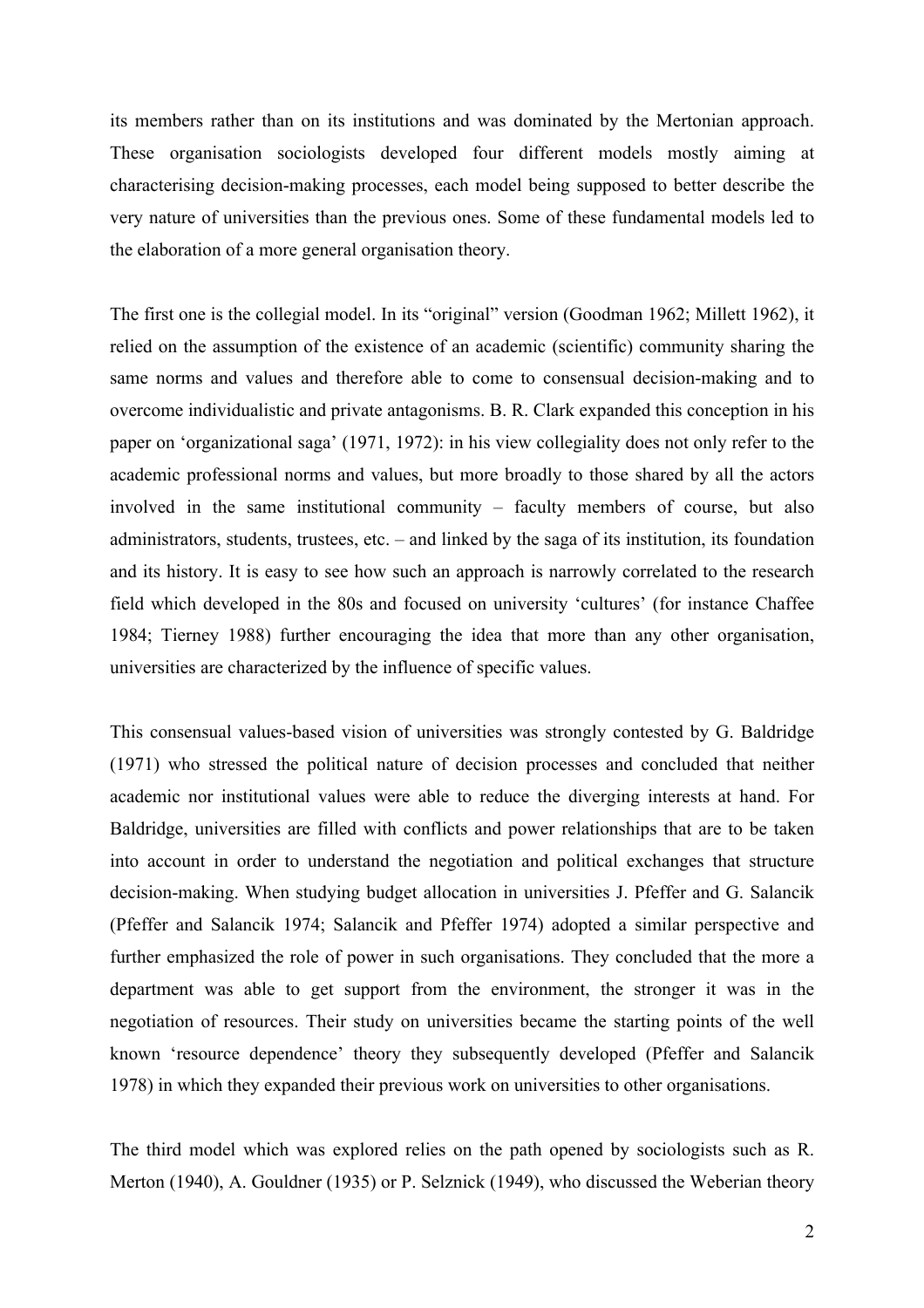its members rather than on its institutions and was dominated by the Mertonian approach. These organisation sociologists developed four different models mostly aiming at characterising decision-making processes, each model being supposed to better describe the very nature of universities than the previous ones. Some of these fundamental models led to the elaboration of a more general organisation theory.

The first one is the collegial model. In its "original" version (Goodman 1962; Millett 1962), it relied on the assumption of the existence of an academic (scientific) community sharing the same norms and values and therefore able to come to consensual decision-making and to overcome individualistic and private antagonisms. B. R. Clark expanded this conception in his paper on 'organizational saga' (1971, 1972): in his view collegiality does not only refer to the academic professional norms and values, but more broadly to those shared by all the actors involved in the same institutional community – faculty members of course, but also administrators, students, trustees, etc. – and linked by the saga of its institution, its foundation and its history. It is easy to see how such an approach is narrowly correlated to the research field which developed in the 80s and focused on university 'cultures' (for instance Chaffee 1984; Tierney 1988) further encouraging the idea that more than any other organisation, universities are characterized by the influence of specific values.

This consensual values-based vision of universities was strongly contested by G. Baldridge (1971) who stressed the political nature of decision processes and concluded that neither academic nor institutional values were able to reduce the diverging interests at hand. For Baldridge, universities are filled with conflicts and power relationships that are to be taken into account in order to understand the negotiation and political exchanges that structure decision-making. When studying budget allocation in universities J. Pfeffer and G. Salancik (Pfeffer and Salancik 1974; Salancik and Pfeffer 1974) adopted a similar perspective and further emphasized the role of power in such organisations. They concluded that the more a department was able to get support from the environment, the stronger it was in the negotiation of resources. Their study on universities became the starting points of the well known 'resource dependence' theory they subsequently developed (Pfeffer and Salancik 1978) in which they expanded their previous work on universities to other organisations.

The third model which was explored relies on the path opened by sociologists such as R. Merton (1940), A. Gouldner (1935) or P. Selznick (1949), who discussed the Weberian theory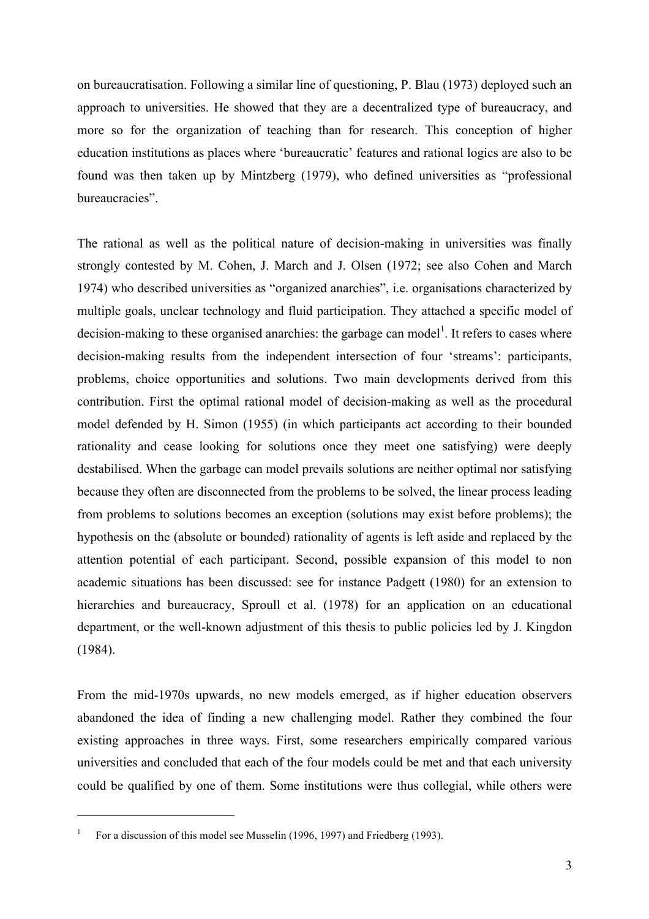on bureaucratisation. Following a similar line of questioning, P. Blau (1973) deployed such an approach to universities. He showed that they are a decentralized type of bureaucracy, and more so for the organization of teaching than for research. This conception of higher education institutions as places where 'bureaucratic' features and rational logics are also to be found was then taken up by Mintzberg (1979), who defined universities as "professional bureaucracies".

The rational as well as the political nature of decision-making in universities was finally strongly contested by M. Cohen, J. March and J. Olsen (1972; see also Cohen and March 1974) who described universities as "organized anarchies", i.e. organisations characterized by multiple goals, unclear technology and fluid participation. They attached a specific model of decision-making to these organised anarchies: the garbage can model[1]. It refers to cases where decision-making results from the independent intersection of four 'streams': participants, problems, choice opportunities and solutions. Two main developments derived from this contribution. First the optimal rational model of decision-making as well as the procedural model defended by H. Simon (1955) (in which participants act according to their bounded rationality and cease looking for solutions once they meet one satisfying) were deeply destabilised. When the garbage can model prevails solutions are neither optimal nor satisfying because they often are disconnected from the problems to be solved, the linear process leading from problems to solutions becomes an exception (solutions may exist before problems); the hypothesis on the (absolute or bounded) rationality of agents is left aside and replaced by the attention potential of each participant. Second, possible expansion of this model to non academic situations has been discussed: see for instance Padgett (1980) for an extension to hierarchies and bureaucracy, Sproull et al. (1978) for an application on an educational department, or the well-known adjustment of this thesis to public policies led by J. Kingdon (1984).

From the mid-1970s upwards, no new models emerged, as if higher education observers abandoned the idea of finding a new challenging model. Rather they combined the four existing approaches in three ways. First, some researchers empirically compared various universities and concluded that each of the four models could be met and that each university could be qualified by one of them. Some institutions were thus collegial, while others were

---

[1] For a discussion of this model see Musselin (1996, 1997) and Friedberg (1993).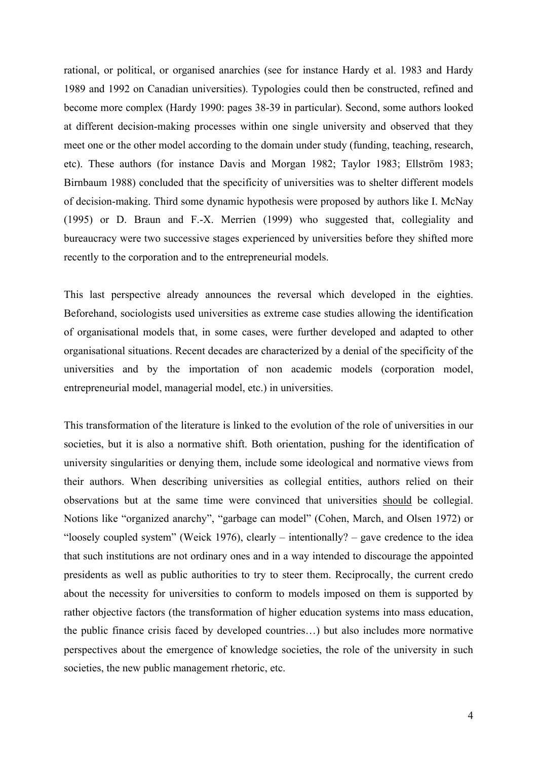rational, or political, or organised anarchies (see for instance Hardy et al. 1983 and Hardy 1989 and 1992 on Canadian universities). Typologies could then be constructed, refined and become more complex (Hardy 1990: pages 38-39 in particular). Second, some authors looked at different decision-making processes within one single university and observed that they meet one or the other model according to the domain under study (funding, teaching, research, etc). These authors (for instance Davis and Morgan 1982; Taylor 1983; Ellström 1983; Birnbaum 1988) concluded that the specificity of universities was to shelter different models of decision-making. Third some dynamic hypothesis were proposed by authors like I. McNay (1995) or D. Braun and F.-X. Merrien (1999) who suggested that, collegiality and bureaucracy were two successive stages experienced by universities before they shifted more recently to the corporation and to the entrepreneurial models.

This last perspective already announces the reversal which developed in the eighties. Beforehand, sociologists used universities as extreme case studies allowing the identification of organisational models that, in some cases, were further developed and adapted to other organisational situations. Recent decades are characterized by a denial of the specificity of the universities and by the importation of non academic models (corporation model, entrepreneurial model, managerial model, etc.) in universities.

This transformation of the literature is linked to the evolution of the role of universities in our societies, but it is also a normative shift. Both orientation, pushing for the identification of university singularities or denying them, include some ideological and normative views from their authors. When describing universities as collegial entities, authors relied on their observations but at the same time were convinced that universities <u>should</u> be collegial. Notions like "organized anarchy", "garbage can model" (Cohen, March, and Olsen 1972) or "loosely coupled system" (Weick 1976), clearly – intentionally? – gave credence to the idea that such institutions are not ordinary ones and in a way intended to discourage the appointed presidents as well as public authorities to try to steer them. Reciprocally, the current credo about the necessity for universities to conform to models imposed on them is supported by rather objective factors (the transformation of higher education systems into mass education, the public finance crisis faced by developed countries…) but also includes more normative perspectives about the emergence of knowledge societies, the role of the university in such societies, the new public management rhetoric, etc.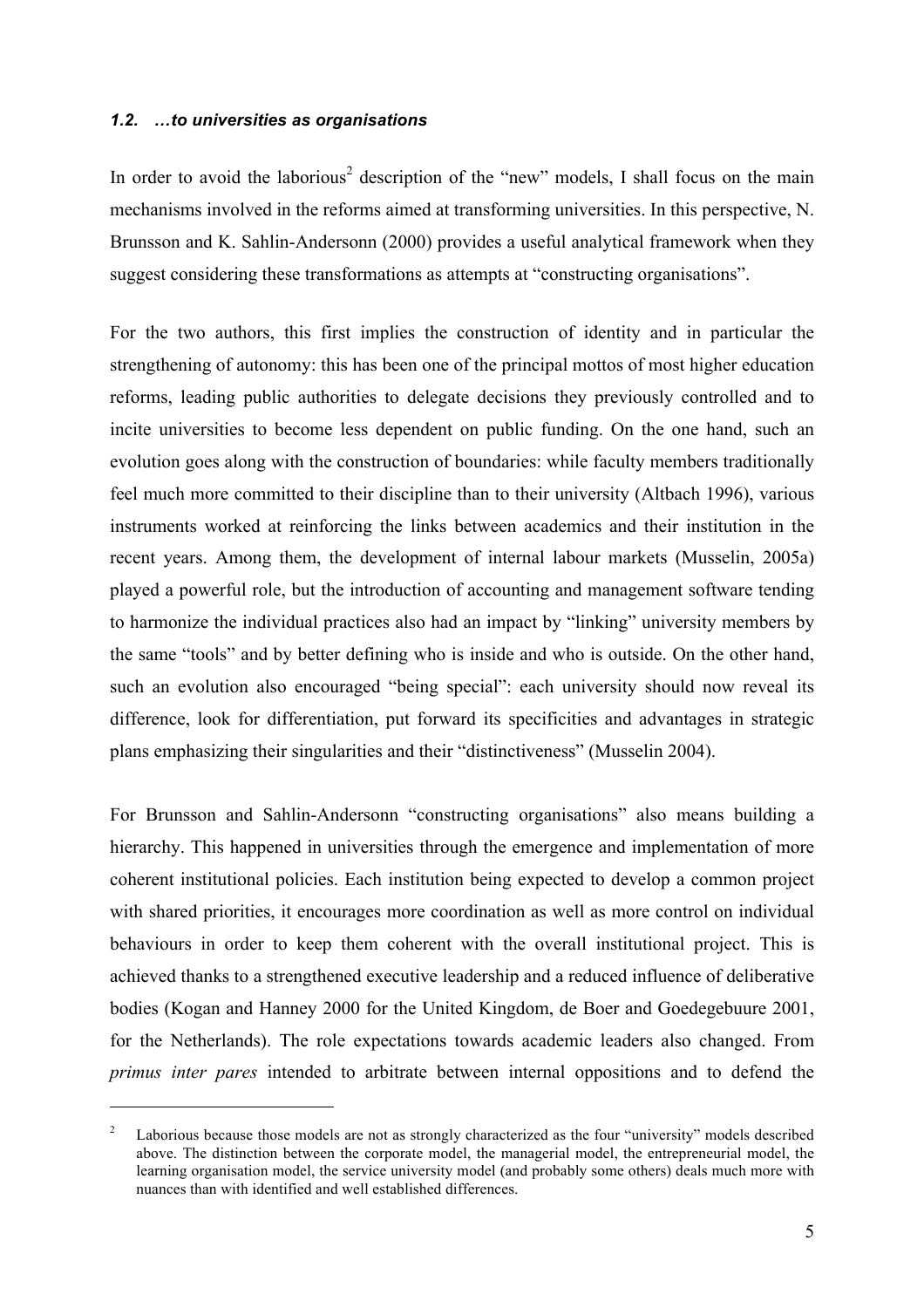### *1.2. …to universities as organisations*

In order to avoid the laborious[2] description of the "new" models, I shall focus on the main mechanisms involved in the reforms aimed at transforming universities. In this perspective, N. Brunsson and K. Sahlin-Andersonn (2000) provides a useful analytical framework when they suggest considering these transformations as attempts at "constructing organisations".

For the two authors, this first implies the construction of identity and in particular the strengthening of autonomy: this has been one of the principal mottos of most higher education reforms, leading public authorities to delegate decisions they previously controlled and to incite universities to become less dependent on public funding. On the one hand, such an evolution goes along with the construction of boundaries: while faculty members traditionally feel much more committed to their discipline than to their university (Altbach 1996), various instruments worked at reinforcing the links between academics and their institution in the recent years. Among them, the development of internal labour markets (Musselin, 2005a) played a powerful role, but the introduction of accounting and management software tending to harmonize the individual practices also had an impact by "linking" university members by the same "tools" and by better defining who is inside and who is outside. On the other hand, such an evolution also encouraged "being special": each university should now reveal its difference, look for differentiation, put forward its specificities and advantages in strategic plans emphasizing their singularities and their "distinctiveness" (Musselin 2004).

For Brunsson and Sahlin-Andersonn "constructing organisations" also means building a hierarchy. This happened in universities through the emergence and implementation of more coherent institutional policies. Each institution being expected to develop a common project with shared priorities, it encourages more coordination as well as more control on individual behaviours in order to keep them coherent with the overall institutional project. This is achieved thanks to a strengthened executive leadership and a reduced influence of deliberative bodies (Kogan and Hanney 2000 for the United Kingdom, de Boer and Goedegebuure 2001, for the Netherlands). The role expectations towards academic leaders also changed. From *primus inter pares* intended to arbitrate between internal oppositions and to defend the

[2] Laborious because those models are not as strongly characterized as the four "university" models described above. The distinction between the corporate model, the managerial model, the entrepreneurial model, the learning organisation model, the service university model (and probably some others) deals much more with nuances than with identified and well established differences.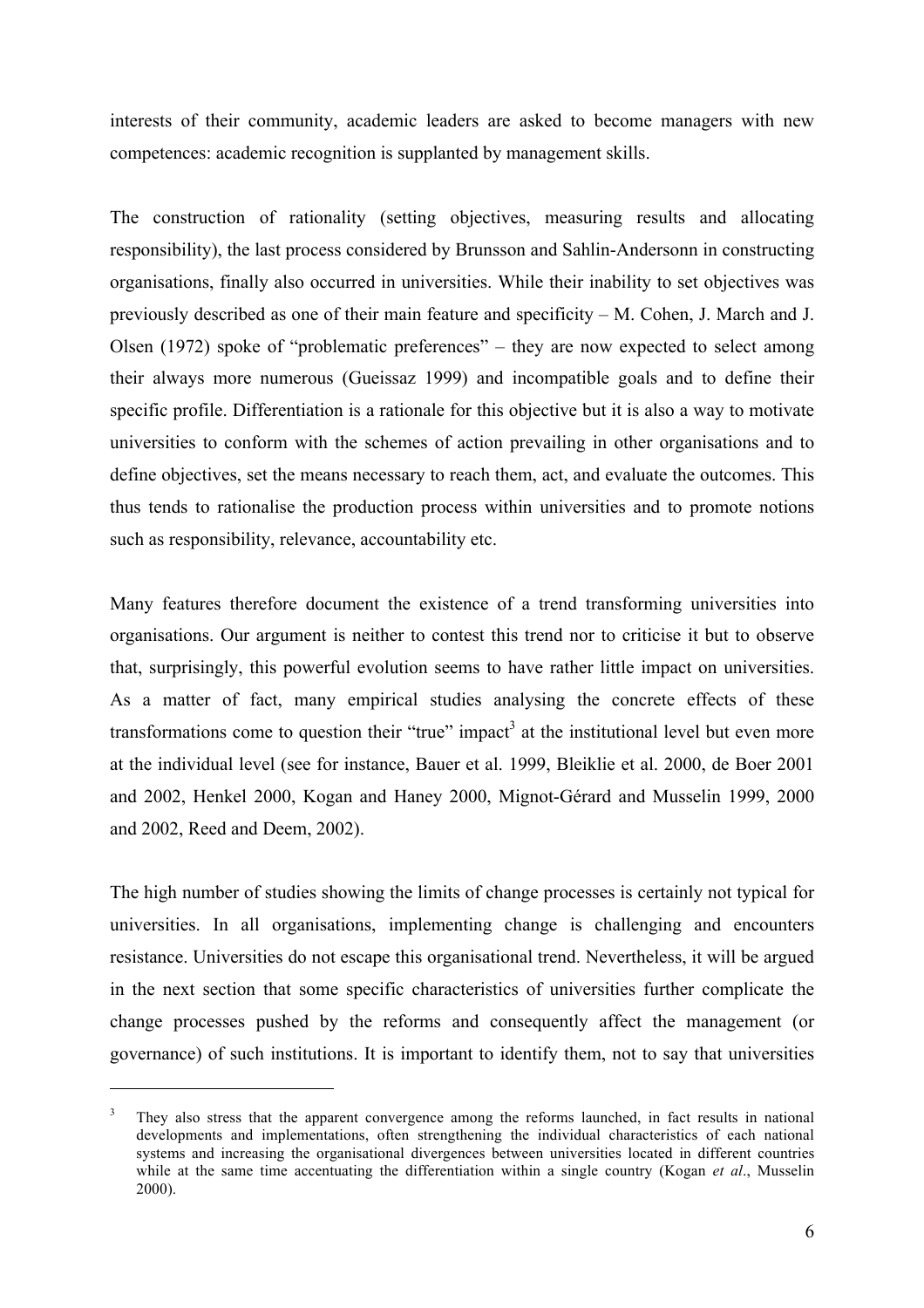interests of their community, academic leaders are asked to become managers with new competences: academic recognition is supplanted by management skills.

The construction of rationality (setting objectives, measuring results and allocating responsibility), the last process considered by Brunsson and Sahlin-Andersonn in constructing organisations, finally also occurred in universities. While their inability to set objectives was previously described as one of their main feature and specificity – M. Cohen, J. March and J. Olsen (1972) spoke of "problematic preferences" – they are now expected to select among their always more numerous (Gueissaz 1999) and incompatible goals and to define their specific profile. Differentiation is a rationale for this objective but it is also a way to motivate universities to conform with the schemes of action prevailing in other organisations and to define objectives, set the means necessary to reach them, act, and evaluate the outcomes. This thus tends to rationalise the production process within universities and to promote notions such as responsibility, relevance, accountability etc.

Many features therefore document the existence of a trend transforming universities into organisations. Our argument is neither to contest this trend nor to criticise it but to observe that, surprisingly, this powerful evolution seems to have rather little impact on universities. As a matter of fact, many empirical studies analysing the concrete effects of these transformations come to question their "true" impact[3] at the institutional level but even more at the individual level (see for instance, Bauer et al. 1999, Bleiklie et al. 2000, de Boer 2001 and 2002, Henkel 2000, Kogan and Haney 2000, Mignot-Gérard and Musselin 1999, 2000 and 2002, Reed and Deem, 2002).

The high number of studies showing the limits of change processes is certainly not typical for universities. In all organisations, implementing change is challenging and encounters resistance. Universities do not escape this organisational trend. Nevertheless, it will be argued in the next section that some specific characteristics of universities further complicate the change processes pushed by the reforms and consequently affect the management (or governance) of such institutions. It is important to identify them, not to say that universities

[3] They also stress that the apparent convergence among the reforms launched, in fact results in national developments and implementations, often strengthening the individual characteristics of each national systems and increasing the organisational divergences between universities located in different countries while at the same time accentuating the differentiation within a single country (Kogan *et al*., Musselin 2000).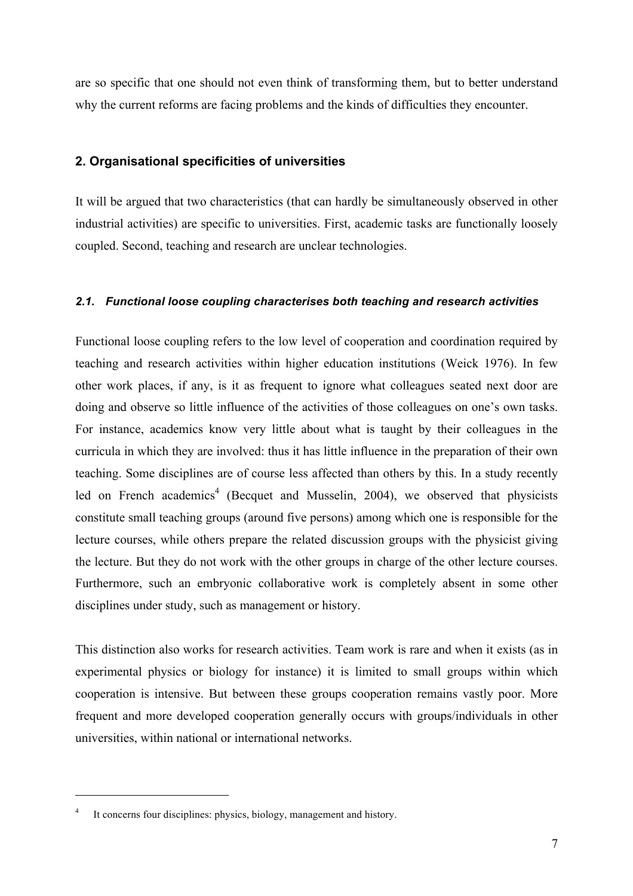are so specific that one should not even think of transforming them, but to better understand why the current reforms are facing problems and the kinds of difficulties they encounter.

## 2. Organisational specificities of universities

It will be argued that two characteristics (that can hardly be simultaneously observed in other industrial activities) are specific to universities. First, academic tasks are functionally loosely coupled. Second, teaching and research are unclear technologies.

### *2.1. Functional loose coupling characterises both teaching and research activities*

Functional loose coupling refers to the low level of cooperation and coordination required by teaching and research activities within higher education institutions (Weick 1976). In few other work places, if any, is it as frequent to ignore what colleagues seated next door are doing and observe so little influence of the activities of those colleagues on one's own tasks. For instance, academics know very little about what is taught by their colleagues in the curricula in which they are involved: thus it has little influence in the preparation of their own teaching. Some disciplines are of course less affected than others by this. In a study recently led on French academics[4] (Becquet and Musselin, 2004), we observed that physicists constitute small teaching groups (around five persons) among which one is responsible for the lecture courses, while others prepare the related discussion groups with the physicist giving the lecture. But they do not work with the other groups in charge of the other lecture courses. Furthermore, such an embryonic collaborative work is completely absent in some other disciplines under study, such as management or history.

This distinction also works for research activities. Team work is rare and when it exists (as in experimental physics or biology for instance) it is limited to small groups within which cooperation is intensive. But between these groups cooperation remains vastly poor. More frequent and more developed cooperation generally occurs with groups/individuals in other universities, within national or international networks.

---

[4] It concerns four disciplines: physics, biology, management and history.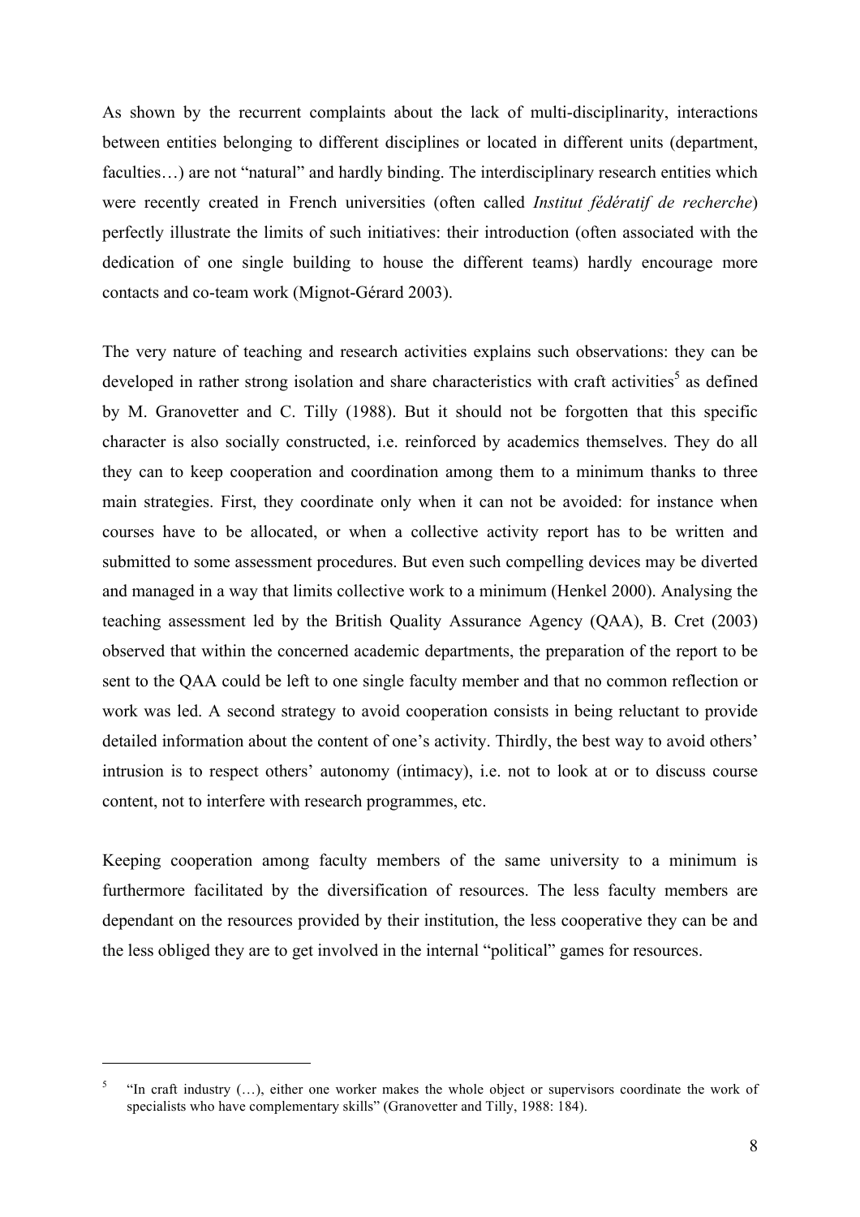As shown by the recurrent complaints about the lack of multi-disciplinarity, interactions between entities belonging to different disciplines or located in different units (department, faculties…) are not "natural" and hardly binding. The interdisciplinary research entities which were recently created in French universities (often called *Institut fédératif de recherche*) perfectly illustrate the limits of such initiatives: their introduction (often associated with the dedication of one single building to house the different teams) hardly encourage more contacts and co-team work (Mignot-Gérard 2003).

The very nature of teaching and research activities explains such observations: they can be developed in rather strong isolation and share characteristics with craft activities[5] as defined by M. Granovetter and C. Tilly (1988). But it should not be forgotten that this specific character is also socially constructed, i.e. reinforced by academics themselves. They do all they can to keep cooperation and coordination among them to a minimum thanks to three main strategies. First, they coordinate only when it can not be avoided: for instance when courses have to be allocated, or when a collective activity report has to be written and submitted to some assessment procedures. But even such compelling devices may be diverted and managed in a way that limits collective work to a minimum (Henkel 2000). Analysing the teaching assessment led by the British Quality Assurance Agency (QAA), B. Cret (2003) observed that within the concerned academic departments, the preparation of the report to be sent to the QAA could be left to one single faculty member and that no common reflection or work was led. A second strategy to avoid cooperation consists in being reluctant to provide detailed information about the content of one's activity. Thirdly, the best way to avoid others' intrusion is to respect others' autonomy (intimacy), i.e. not to look at or to discuss course content, not to interfere with research programmes, etc.

Keeping cooperation among faculty members of the same university to a minimum is furthermore facilitated by the diversification of resources. The less faculty members are dependant on the resources provided by their institution, the less cooperative they can be and the less obliged they are to get involved in the internal "political" games for resources.

[5] "In craft industry (…), either one worker makes the whole object or supervisors coordinate the work of specialists who have complementary skills" (Granovetter and Tilly, 1988: 184).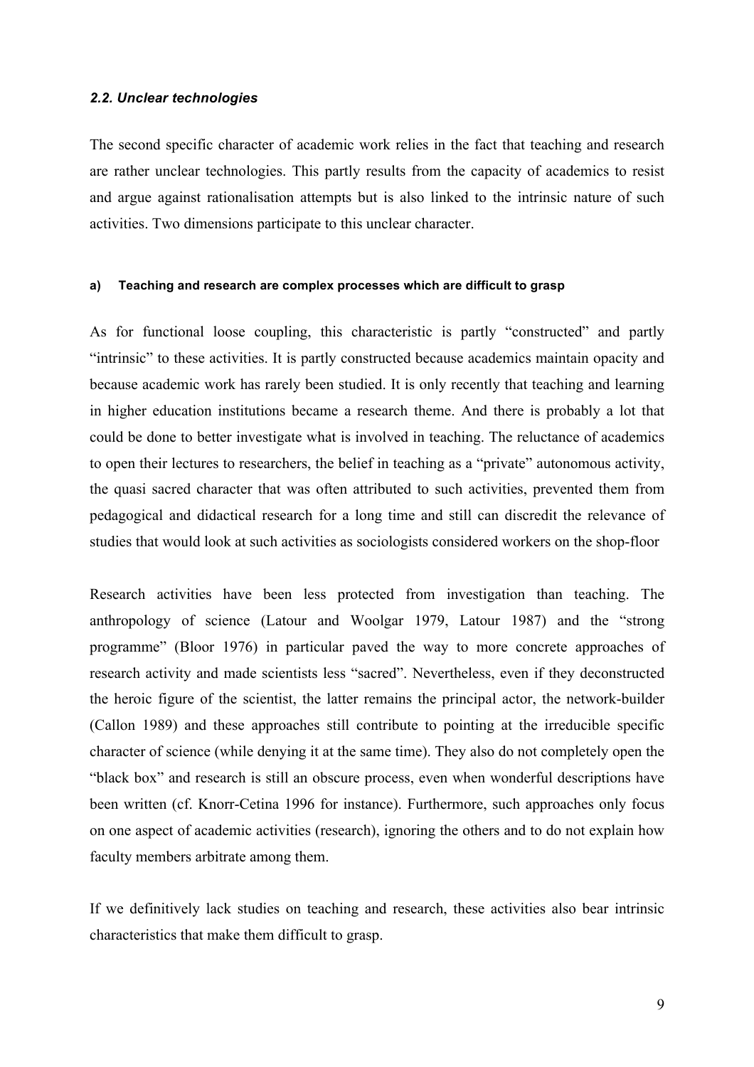### *2.2. Unclear technologies*

The second specific character of academic work relies in the fact that teaching and research are rather unclear technologies. This partly results from the capacity of academics to resist and argue against rationalisation attempts but is also linked to the intrinsic nature of such activities. Two dimensions participate to this unclear character.

#### a) Teaching and research are complex processes which are difficult to grasp

As for functional loose coupling, this characteristic is partly "constructed" and partly "intrinsic" to these activities. It is partly constructed because academics maintain opacity and because academic work has rarely been studied. It is only recently that teaching and learning in higher education institutions became a research theme. And there is probably a lot that could be done to better investigate what is involved in teaching. The reluctance of academics to open their lectures to researchers, the belief in teaching as a "private" autonomous activity, the quasi sacred character that was often attributed to such activities, prevented them from pedagogical and didactical research for a long time and still can discredit the relevance of studies that would look at such activities as sociologists considered workers on the shop-floor

Research activities have been less protected from investigation than teaching. The anthropology of science (Latour and Woolgar 1979, Latour 1987) and the "strong programme" (Bloor 1976) in particular paved the way to more concrete approaches of research activity and made scientists less "sacred". Nevertheless, even if they deconstructed the heroic figure of the scientist, the latter remains the principal actor, the network-builder (Callon 1989) and these approaches still contribute to pointing at the irreducible specific character of science (while denying it at the same time). They also do not completely open the "black box" and research is still an obscure process, even when wonderful descriptions have been written (cf. Knorr-Cetina 1996 for instance). Furthermore, such approaches only focus on one aspect of academic activities (research), ignoring the others and to do not explain how faculty members arbitrate among them.

If we definitively lack studies on teaching and research, these activities also bear intrinsic characteristics that make them difficult to grasp.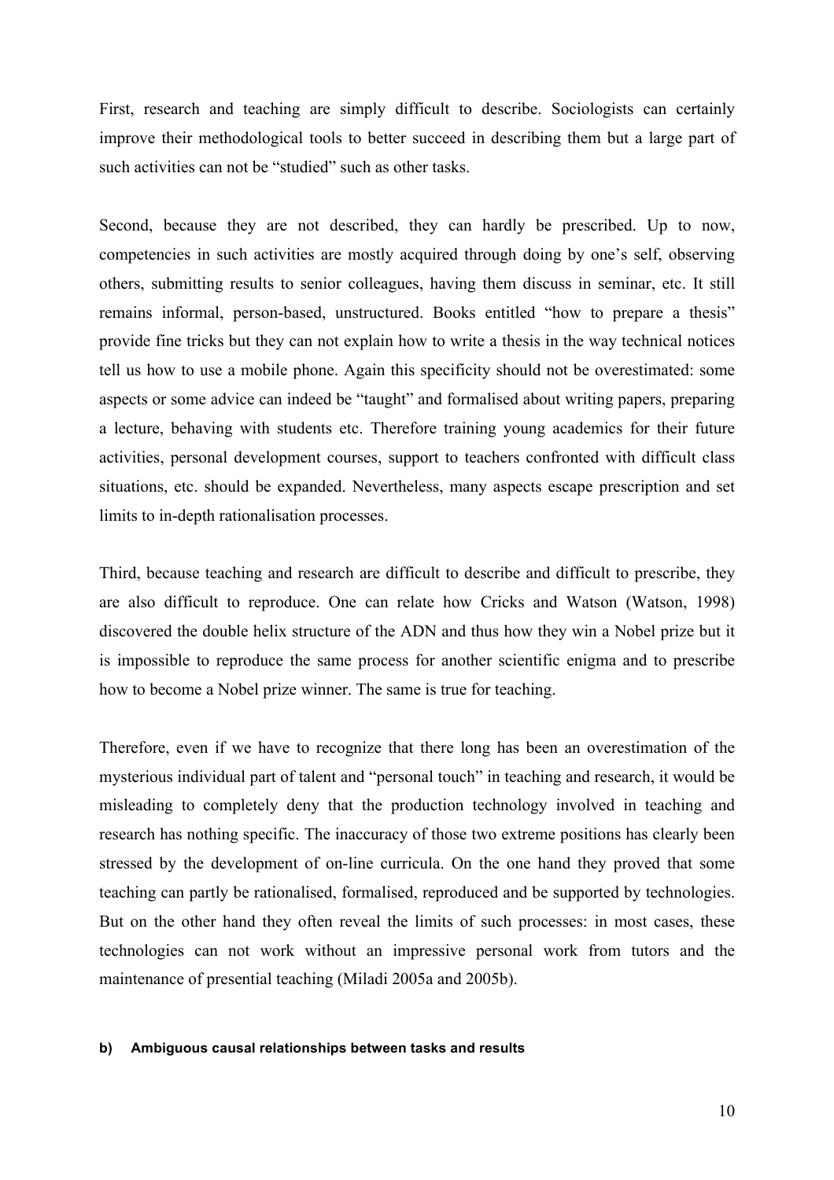First, research and teaching are simply difficult to describe. Sociologists can certainly improve their methodological tools to better succeed in describing them but a large part of such activities can not be "studied" such as other tasks.

Second, because they are not described, they can hardly be prescribed. Up to now, competencies in such activities are mostly acquired through doing by one's self, observing others, submitting results to senior colleagues, having them discuss in seminar, etc. It still remains informal, person-based, unstructured. Books entitled "how to prepare a thesis" provide fine tricks but they can not explain how to write a thesis in the way technical notices tell us how to use a mobile phone. Again this specificity should not be overestimated: some aspects or some advice can indeed be "taught" and formalised about writing papers, preparing a lecture, behaving with students etc. Therefore training young academics for their future activities, personal development courses, support to teachers confronted with difficult class situations, etc. should be expanded. Nevertheless, many aspects escape prescription and set limits to in-depth rationalisation processes.

Third, because teaching and research are difficult to describe and difficult to prescribe, they are also difficult to reproduce. One can relate how Cricks and Watson (Watson, 1998) discovered the double helix structure of the ADN and thus how they win a Nobel prize but it is impossible to reproduce the same process for another scientific enigma and to prescribe how to become a Nobel prize winner. The same is true for teaching.

Therefore, even if we have to recognize that there long has been an overestimation of the mysterious individual part of talent and "personal touch" in teaching and research, it would be misleading to completely deny that the production technology involved in teaching and research has nothing specific. The inaccuracy of those two extreme positions has clearly been stressed by the development of on-line curricula. On the one hand they proved that some teaching can partly be rationalised, formalised, reproduced and be supported by technologies. But on the other hand they often reveal the limits of such processes: in most cases, these technologies can not work without an impressive personal work from tutors and the maintenance of presential teaching (Miladi 2005a and 2005b).

#### b) Ambiguous causal relationships between tasks and results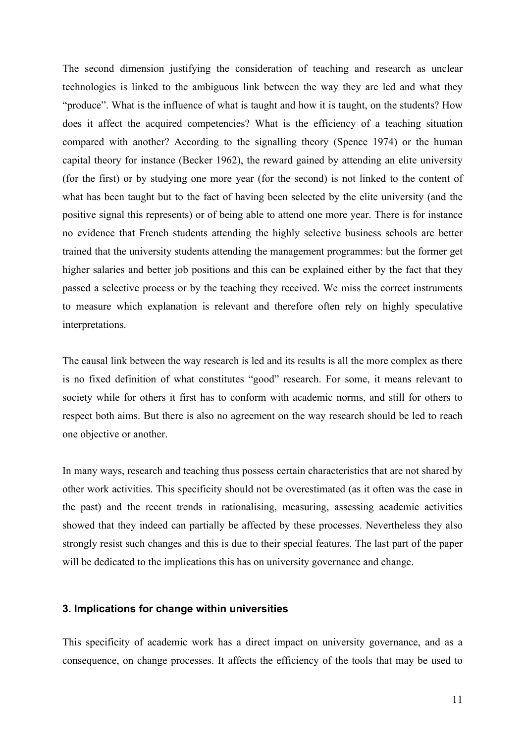The second dimension justifying the consideration of teaching and research as unclear technologies is linked to the ambiguous link between the way they are led and what they "produce". What is the influence of what is taught and how it is taught, on the students? How does it affect the acquired competencies? What is the efficiency of a teaching situation compared with another? According to the signalling theory (Spence 1974) or the human capital theory for instance (Becker 1962), the reward gained by attending an elite university (for the first) or by studying one more year (for the second) is not linked to the content of what has been taught but to the fact of having been selected by the elite university (and the positive signal this represents) or of being able to attend one more year. There is for instance no evidence that French students attending the highly selective business schools are better trained that the university students attending the management programmes: but the former get higher salaries and better job positions and this can be explained either by the fact that they passed a selective process or by the teaching they received. We miss the correct instruments to measure which explanation is relevant and therefore often rely on highly speculative interpretations.

The causal link between the way research is led and its results is all the more complex as there is no fixed definition of what constitutes "good" research. For some, it means relevant to society while for others it first has to conform with academic norms, and still for others to respect both aims. But there is also no agreement on the way research should be led to reach one objective or another.

In many ways, research and teaching thus possess certain characteristics that are not shared by other work activities. This specificity should not be overestimated (as it often was the case in the past) and the recent trends in rationalising, measuring, assessing academic activities showed that they indeed can partially be affected by these processes. Nevertheless they also strongly resist such changes and this is due to their special features. The last part of the paper will be dedicated to the implications this has on university governance and change.

### 3. Implications for change within universities

This specificity of academic work has a direct impact on university governance, and as a consequence, on change processes. It affects the efficiency of the tools that may be used to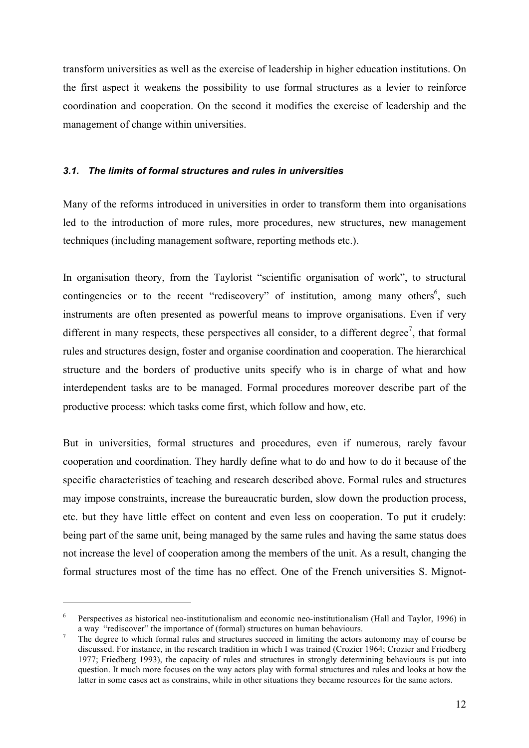transform universities as well as the exercise of leadership in higher education institutions. On the first aspect it weakens the possibility to use formal structures as a levier to reinforce coordination and cooperation. On the second it modifies the exercise of leadership and the management of change within universities.

### *3.1. The limits of formal structures and rules in universities*

Many of the reforms introduced in universities in order to transform them into organisations led to the introduction of more rules, more procedures, new structures, new management techniques (including management software, reporting methods etc.).

In organisation theory, from the Taylorist "scientific organisation of work", to structural contingencies or to the recent "rediscovery" of institution, among many others[6], such instruments are often presented as powerful means to improve organisations. Even if very different in many respects, these perspectives all consider, to a different degree[7], that formal rules and structures design, foster and organise coordination and cooperation. The hierarchical structure and the borders of productive units specify who is in charge of what and how interdependent tasks are to be managed. Formal procedures moreover describe part of the productive process: which tasks come first, which follow and how, etc.

But in universities, formal structures and procedures, even if numerous, rarely favour cooperation and coordination. They hardly define what to do and how to do it because of the specific characteristics of teaching and research described above. Formal rules and structures may impose constraints, increase the bureaucratic burden, slow down the production process, etc. but they have little effect on content and even less on cooperation. To put it crudely: being part of the same unit, being managed by the same rules and having the same status does not increase the level of cooperation among the members of the unit. As a result, changing the formal structures most of the time has no effect. One of the French universities S. Mignot-

---

[6] Perspectives as historical neo-institutionalism and economic neo-institutionalism (Hall and Taylor, 1996) in a way "rediscover" the importance of (formal) structures on human behaviours.

[7] The degree to which formal rules and structures succeed in limiting the actors autonomy may of course be discussed. For instance, in the research tradition in which I was trained (Crozier 1964; Crozier and Friedberg 1977; Friedberg 1993), the capacity of rules and structures in strongly determining behaviours is put into question. It much more focuses on the way actors play with formal structures and rules and looks at how the latter in some cases act as constrains, while in other situations they became resources for the same actors.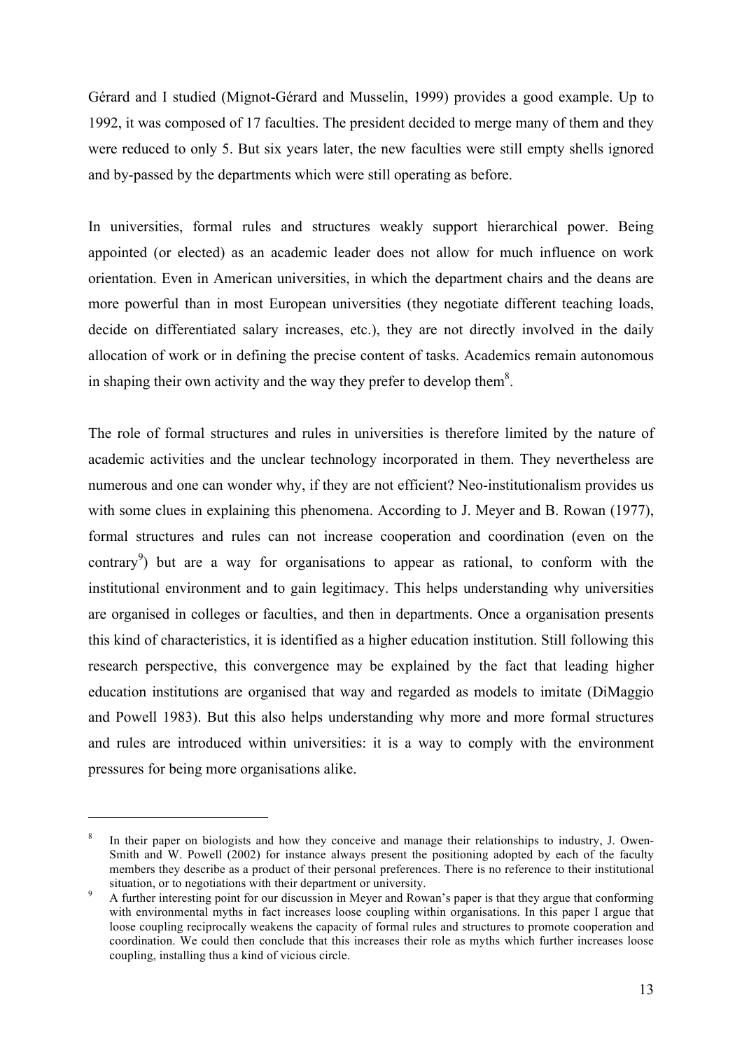Gérard and I studied (Mignot-Gérard and Musselin, 1999) provides a good example. Up to 1992, it was composed of 17 faculties. The president decided to merge many of them and they were reduced to only 5. But six years later, the new faculties were still empty shells ignored and by-passed by the departments which were still operating as before.

In universities, formal rules and structures weakly support hierarchical power. Being appointed (or elected) as an academic leader does not allow for much influence on work orientation. Even in American universities, in which the department chairs and the deans are more powerful than in most European universities (they negotiate different teaching loads, decide on differentiated salary increases, etc.), they are not directly involved in the daily allocation of work or in defining the precise content of tasks. Academics remain autonomous in shaping their own activity and the way they prefer to develop them[8].

The role of formal structures and rules in universities is therefore limited by the nature of academic activities and the unclear technology incorporated in them. They nevertheless are numerous and one can wonder why, if they are not efficient? Neo-institutionalism provides us with some clues in explaining this phenomena. According to J. Meyer and B. Rowan (1977), formal structures and rules can not increase cooperation and coordination (even on the contrary[9]) but are a way for organisations to appear as rational, to conform with the institutional environment and to gain legitimacy. This helps understanding why universities are organised in colleges or faculties, and then in departments. Once a organisation presents this kind of characteristics, it is identified as a higher education institution. Still following this research perspective, this convergence may be explained by the fact that leading higher education institutions are organised that way and regarded as models to imitate (DiMaggio and Powell 1983). But this also helps understanding why more and more formal structures and rules are introduced within universities: it is a way to comply with the environment pressures for being more organisations alike.

---

[8] In their paper on biologists and how they conceive and manage their relationships to industry, J. Owen-Smith and W. Powell (2002) for instance always present the positioning adopted by each of the faculty members they describe as a product of their personal preferences. There is no reference to their institutional situation, or to negotiations with their department or university.

[9] A further interesting point for our discussion in Meyer and Rowan's paper is that they argue that conforming with environmental myths in fact increases loose coupling within organisations. In this paper I argue that loose coupling reciprocally weakens the capacity of formal rules and structures to promote cooperation and coordination. We could then conclude that this increases their role as myths which further increases loose coupling, installing thus a kind of vicious circle.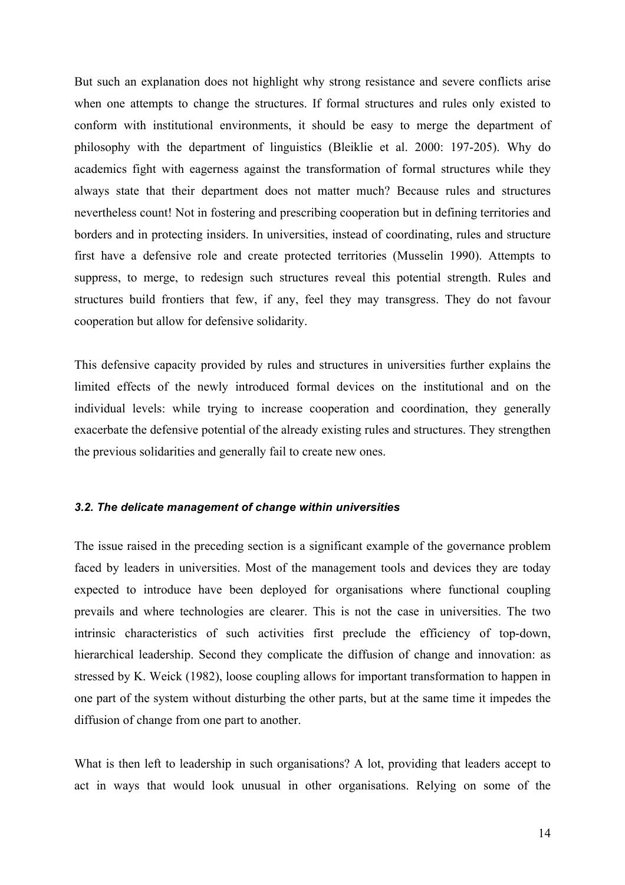But such an explanation does not highlight why strong resistance and severe conflicts arise when one attempts to change the structures. If formal structures and rules only existed to conform with institutional environments, it should be easy to merge the department of philosophy with the department of linguistics (Bleiklie et al. 2000: 197-205). Why do academics fight with eagerness against the transformation of formal structures while they always state that their department does not matter much? Because rules and structures nevertheless count! Not in fostering and prescribing cooperation but in defining territories and borders and in protecting insiders. In universities, instead of coordinating, rules and structure first have a defensive role and create protected territories (Musselin 1990). Attempts to suppress, to merge, to redesign such structures reveal this potential strength. Rules and structures build frontiers that few, if any, feel they may transgress. They do not favour cooperation but allow for defensive solidarity.

This defensive capacity provided by rules and structures in universities further explains the limited effects of the newly introduced formal devices on the institutional and on the individual levels: while trying to increase cooperation and coordination, they generally exacerbate the defensive potential of the already existing rules and structures. They strengthen the previous solidarities and generally fail to create new ones.

### *3.2. The delicate management of change within universities*

The issue raised in the preceding section is a significant example of the governance problem faced by leaders in universities. Most of the management tools and devices they are today expected to introduce have been deployed for organisations where functional coupling prevails and where technologies are clearer. This is not the case in universities. The two intrinsic characteristics of such activities first preclude the efficiency of top-down, hierarchical leadership. Second they complicate the diffusion of change and innovation: as stressed by K. Weick (1982), loose coupling allows for important transformation to happen in one part of the system without disturbing the other parts, but at the same time it impedes the diffusion of change from one part to another.

What is then left to leadership in such organisations? A lot, providing that leaders accept to act in ways that would look unusual in other organisations. Relying on some of the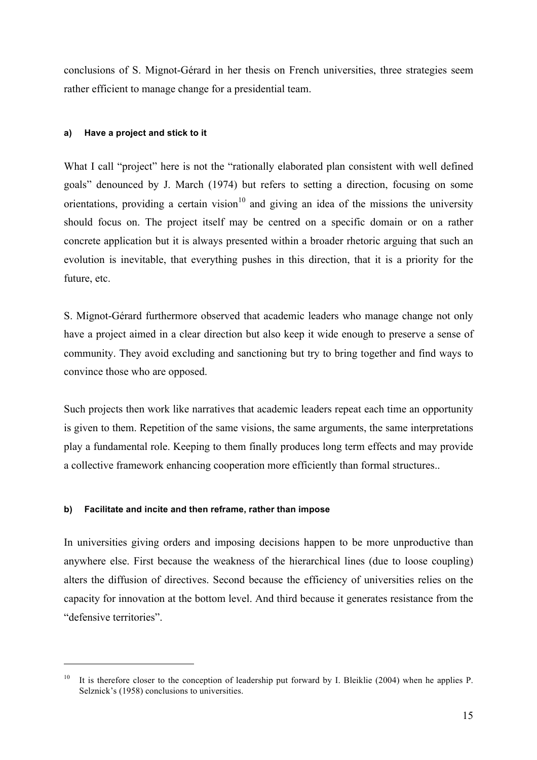conclusions of S. Mignot-Gérard in her thesis on French universities, three strategies seem rather efficient to manage change for a presidential team.

#### a) Have a project and stick to it

What I call "project" here is not the "rationally elaborated plan consistent with well defined goals" denounced by J. March (1974) but refers to setting a direction, focusing on some orientations, providing a certain vision[10] and giving an idea of the missions the university should focus on. The project itself may be centred on a specific domain or on a rather concrete application but it is always presented within a broader rhetoric arguing that such an evolution is inevitable, that everything pushes in this direction, that it is a priority for the future, etc.

S. Mignot-Gérard furthermore observed that academic leaders who manage change not only have a project aimed in a clear direction but also keep it wide enough to preserve a sense of community. They avoid excluding and sanctioning but try to bring together and find ways to convince those who are opposed.

Such projects then work like narratives that academic leaders repeat each time an opportunity is given to them. Repetition of the same visions, the same arguments, the same interpretations play a fundamental role. Keeping to them finally produces long term effects and may provide a collective framework enhancing cooperation more efficiently than formal structures..

#### b) Facilitate and incite and then reframe, rather than impose

In universities giving orders and imposing decisions happen to be more unproductive than anywhere else. First because the weakness of the hierarchical lines (due to loose coupling) alters the diffusion of directives. Second because the efficiency of universities relies on the capacity for innovation at the bottom level. And third because it generates resistance from the "defensive territories".

---

[10] It is therefore closer to the conception of leadership put forward by I. Bleiklie (2004) when he applies P. Selznick's (1958) conclusions to universities.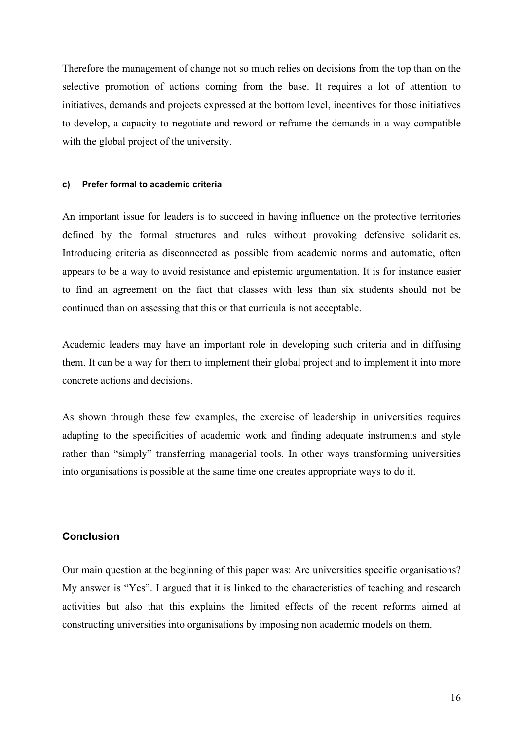Therefore the management of change not so much relies on decisions from the top than on the selective promotion of actions coming from the base. It requires a lot of attention to initiatives, demands and projects expressed at the bottom level, incentives for those initiatives to develop, a capacity to negotiate and reword or reframe the demands in a way compatible with the global project of the university.

#### c) Prefer formal to academic criteria

An important issue for leaders is to succeed in having influence on the protective territories defined by the formal structures and rules without provoking defensive solidarities. Introducing criteria as disconnected as possible from academic norms and automatic, often appears to be a way to avoid resistance and epistemic argumentation. It is for instance easier to find an agreement on the fact that classes with less than six students should not be continued than on assessing that this or that curricula is not acceptable.

Academic leaders may have an important role in developing such criteria and in diffusing them. It can be a way for them to implement their global project and to implement it into more concrete actions and decisions.

As shown through these few examples, the exercise of leadership in universities requires adapting to the specificities of academic work and finding adequate instruments and style rather than "simply" transferring managerial tools. In other ways transforming universities into organisations is possible at the same time one creates appropriate ways to do it.

## Conclusion

Our main question at the beginning of this paper was: Are universities specific organisations? My answer is "Yes". I argued that it is linked to the characteristics of teaching and research activities but also that this explains the limited effects of the recent reforms aimed at constructing universities into organisations by imposing non academic models on them.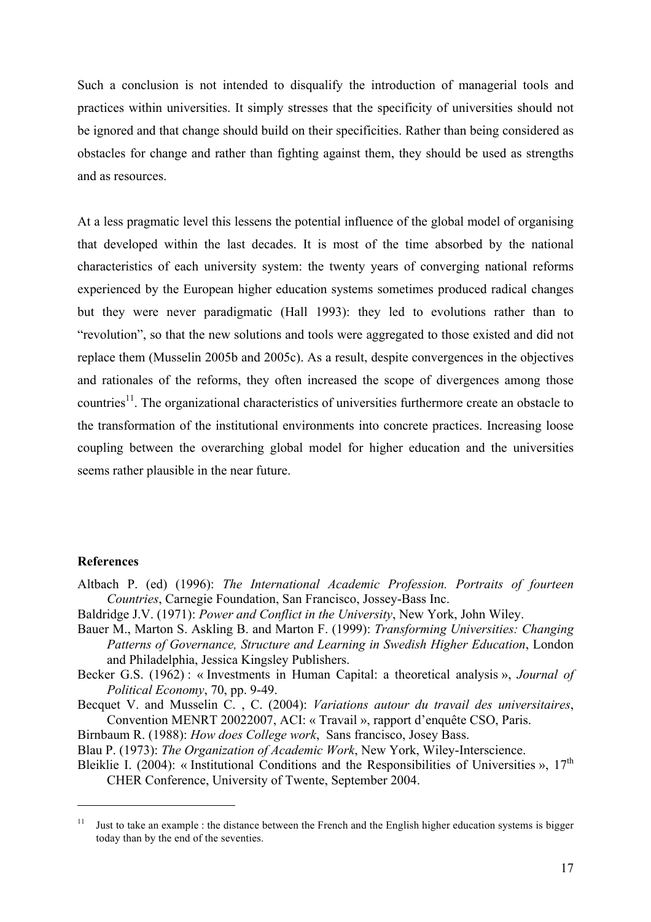Such a conclusion is not intended to disqualify the introduction of managerial tools and practices within universities. It simply stresses that the specificity of universities should not be ignored and that change should build on their specificities. Rather than being considered as obstacles for change and rather than fighting against them, they should be used as strengths and as resources.

At a less pragmatic level this lessens the potential influence of the global model of organising that developed within the last decades. It is most of the time absorbed by the national characteristics of each university system: the twenty years of converging national reforms experienced by the European higher education systems sometimes produced radical changes but they were never paradigmatic (Hall 1993): they led to evolutions rather than to "revolution", so that the new solutions and tools were aggregated to those existed and did not replace them (Musselin 2005b and 2005c). As a result, despite convergences in the objectives and rationales of the reforms, they often increased the scope of divergences among those countries[11]. The organizational characteristics of universities furthermore create an obstacle to the transformation of the institutional environments into concrete practices. Increasing loose coupling between the overarching global model for higher education and the universities seems rather plausible in the near future.

**References**

Altbach P. (ed) (1996): *The International Academic Profession. Portraits of fourteen Countries*, Carnegie Foundation, San Francisco, Jossey-Bass Inc.

Baldridge J.V. (1971): *Power and Conflict in the University*, New York, John Wiley.

Bauer M., Marton S. Askling B. and Marton F. (1999): *Transforming Universities: Changing Patterns of Governance, Structure and Learning in Swedish Higher Education*, London and Philadelphia, Jessica Kingsley Publishers.

Becker G.S. (1962) : « Investments in Human Capital: a theoretical analysis », *Journal of Political Economy*, 70, pp. 9-49.

Becquet V. and Musselin C. , C. (2004): *Variations autour du travail des universitaires*, Convention MENRT 20022007, ACI: « Travail », rapport d'enquête CSO, Paris.

Birnbaum R. (1988): *How does College work*, Sans francisco, Josey Bass.

Blau P. (1973): *The Organization of Academic Work*, New York, Wiley-Interscience.

Bleiklie I. (2004): « Institutional Conditions and the Responsibilities of Universities », 17th CHER Conference, University of Twente, September 2004.

[11] Just to take an example : the distance between the French and the English higher education systems is bigger today than by the end of the seventies.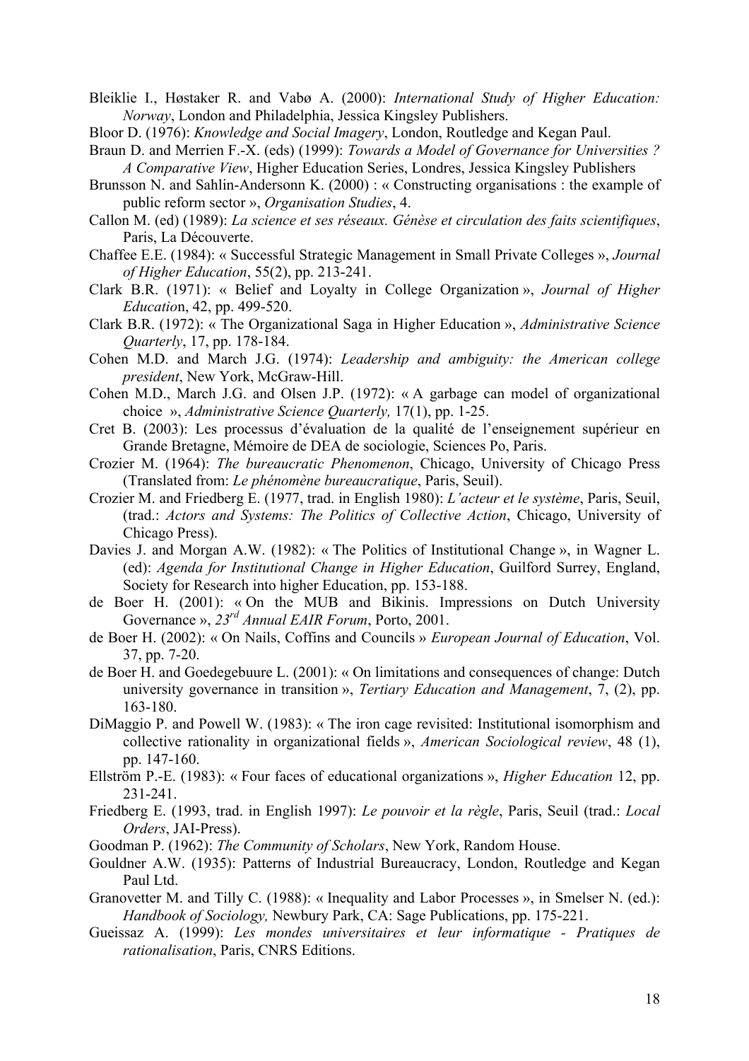Bleiklie I., Høstaker R. and Vabø A. (2000): *International Study of Higher Education: Norway*, London and Philadelphia, Jessica Kingsley Publishers.

Bloor D. (1976): *Knowledge and Social Imagery*, London, Routledge and Kegan Paul.

Braun D. and Merrien F.-X. (eds) (1999): *Towards a Model of Governance for Universities ? A Comparative View*, Higher Education Series, Londres, Jessica Kingsley Publishers

Brunsson N. and Sahlin-Andersonn K. (2000) : « Constructing organisations : the example of public reform sector », *Organisation Studies*, 4.

Callon M. (ed) (1989): *La science et ses réseaux. Génèse et circulation des faits scientifiques*, Paris, La Découverte.

Chaffee E.E. (1984): « Successful Strategic Management in Small Private Colleges », *Journal of Higher Education*, 55(2), pp. 213-241.

Clark B.R. (1971): « Belief and Loyalty in College Organization », *Journal of Higher Educatio*n, 42, pp. 499-520.

Clark B.R. (1972): « The Organizational Saga in Higher Education », *Administrative Science Quarterly*, 17, pp. 178-184.

Cohen M.D. and March J.G. (1974): *Leadership and ambiguity: the American college president*, New York, McGraw-Hill.

Cohen M.D., March J.G. and Olsen J.P. (1972): « A garbage can model of organizational choice », *Administrative Science Quarterly,* 17(1), pp. 1-25.

Cret B. (2003): Les processus d'évaluation de la qualité de l'enseignement supérieur en Grande Bretagne, Mémoire de DEA de sociologie, Sciences Po, Paris.

Crozier M. (1964): *The bureaucratic Phenomenon*, Chicago, University of Chicago Press (Translated from: *Le phénomène bureaucratique*, Paris, Seuil).

Crozier M. and Friedberg E. (1977, trad. in English 1980): *L'acteur et le système*, Paris, Seuil, (trad.: *Actors and Systems: The Politics of Collective Action*, Chicago, University of Chicago Press).

Davies J. and Morgan A.W. (1982): « The Politics of Institutional Change », in Wagner L. (ed): *Agenda for Institutional Change in Higher Education*, Guilford Surrey, England, Society for Research into higher Education, pp. 153-188.

de Boer H. (2001): « On the MUB and Bikinis. Impressions on Dutch University Governance », *23rd Annual EAIR Forum*, Porto, 2001.

de Boer H. (2002): « On Nails, Coffins and Councils » *European Journal of Education*, Vol. 37, pp. 7-20.

de Boer H. and Goedegebuure L. (2001): « On limitations and consequences of change: Dutch university governance in transition », *Tertiary Education and Management*, 7, (2), pp. 163-180.

DiMaggio P. and Powell W. (1983): « The iron cage revisited: Institutional isomorphism and collective rationality in organizational fields », *American Sociological review*, 48 (1), pp. 147-160.

Ellström P.-E. (1983): « Four faces of educational organizations », *Higher Education* 12, pp. 231-241.

Friedberg E. (1993, trad. in English 1997): *Le pouvoir et la règle*, Paris, Seuil (trad.: *Local Orders*, JAI-Press).

Goodman P. (1962): *The Community of Scholars*, New York, Random House.

Gouldner A.W. (1935): Patterns of Industrial Bureaucracy, London, Routledge and Kegan Paul Ltd.

Granovetter M. and Tilly C. (1988): « Inequality and Labor Processes », in Smelser N. (ed.): *Handbook of Sociology,* Newbury Park, CA: Sage Publications, pp. 175-221.

Gueissaz A. (1999): *Les mondes universitaires et leur informatique - Pratiques de rationalisation*, Paris, CNRS Editions.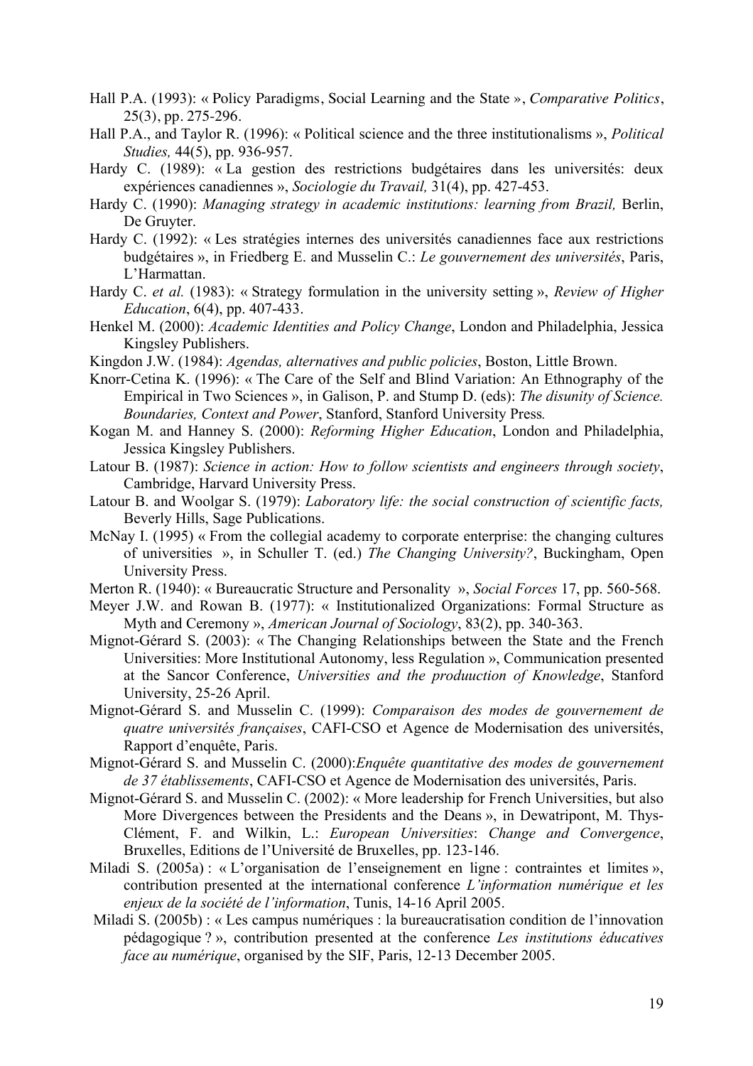Hall P.A. (1993): « Policy Paradigms, Social Learning and the State », *Comparative Politics*, 25(3), pp. 275-296.

Hall P.A., and Taylor R. (1996): « Political science and the three institutionalisms », *Political Studies,* 44(5), pp. 936-957.

Hardy C. (1989): « La gestion des restrictions budgétaires dans les universités: deux expériences canadiennes », *Sociologie du Travail,* 31(4), pp. 427-453.

Hardy C. (1990): *Managing strategy in academic institutions: learning from Brazil,* Berlin, De Gruyter.

Hardy C. (1992): « Les stratégies internes des universités canadiennes face aux restrictions budgétaires », in Friedberg E. and Musselin C.: *Le gouvernement des universités*, Paris, L'Harmattan.

Hardy C. *et al.* (1983): « Strategy formulation in the university setting », *Review of Higher Education*, 6(4), pp. 407-433.

Henkel M. (2000): *Academic Identities and Policy Change*, London and Philadelphia, Jessica Kingsley Publishers.

Kingdon J.W. (1984): *Agendas, alternatives and public policies*, Boston, Little Brown.

Knorr-Cetina K. (1996): « The Care of the Self and Blind Variation: An Ethnography of the Empirical in Two Sciences », in Galison, P. and Stump D. (eds): *The disunity of Science. Boundaries, Context and Power*, Stanford, Stanford University Press*.*

Kogan M. and Hanney S. (2000): *Reforming Higher Education*, London and Philadelphia, Jessica Kingsley Publishers.

Latour B. (1987): *Science in action: How to follow scientists and engineers through society*, Cambridge, Harvard University Press.

Latour B. and Woolgar S. (1979): *Laboratory life: the social construction of scientific facts,* Beverly Hills, Sage Publications.

McNay I. (1995) « From the collegial academy to corporate enterprise: the changing cultures of universities », in Schuller T. (ed.) *The Changing University?*, Buckingham, Open University Press.

Merton R. (1940): « Bureaucratic Structure and Personality », *Social Forces* 17, pp. 560-568.

Meyer J.W. and Rowan B. (1977): « Institutionalized Organizations: Formal Structure as Myth and Ceremony », *American Journal of Sociology*, 83(2), pp. 340-363.

Mignot-Gérard S. (2003): « The Changing Relationships between the State and the French Universities: More Institutional Autonomy, less Regulation », Communication presented at the Sancor Conference, *Universities and the produuction of Knowledge*, Stanford University, 25-26 April.

Mignot-Gérard S. and Musselin C. (1999): *Comparaison des modes de gouvernement de quatre universités françaises*, CAFI-CSO et Agence de Modernisation des universités, Rapport d'enquête, Paris.

Mignot-Gérard S. and Musselin C. (2000):*Enquête quantitative des modes de gouvernement de 37 établissements*, CAFI-CSO et Agence de Modernisation des universités, Paris.

Mignot-Gérard S. and Musselin C. (2002): « More leadership for French Universities, but also More Divergences between the Presidents and the Deans », in Dewatripont, M. Thys-Clément, F. and Wilkin, L.: *European Universities*: *Change and Convergence*, Bruxelles, Editions de l'Université de Bruxelles, pp. 123-146.

Miladi S. (2005a) : « L'organisation de l'enseignement en ligne : contraintes et limites », contribution presented at the international conference *L'information numérique et les enjeux de la société de l'information*, Tunis, 14-16 April 2005.

Miladi S. (2005b) : « Les campus numériques : la bureaucratisation condition de l'innovation pédagogique ? », contribution presented at the conference *Les institutions éducatives face au numérique*, organised by the SIF, Paris, 12-13 December 2005.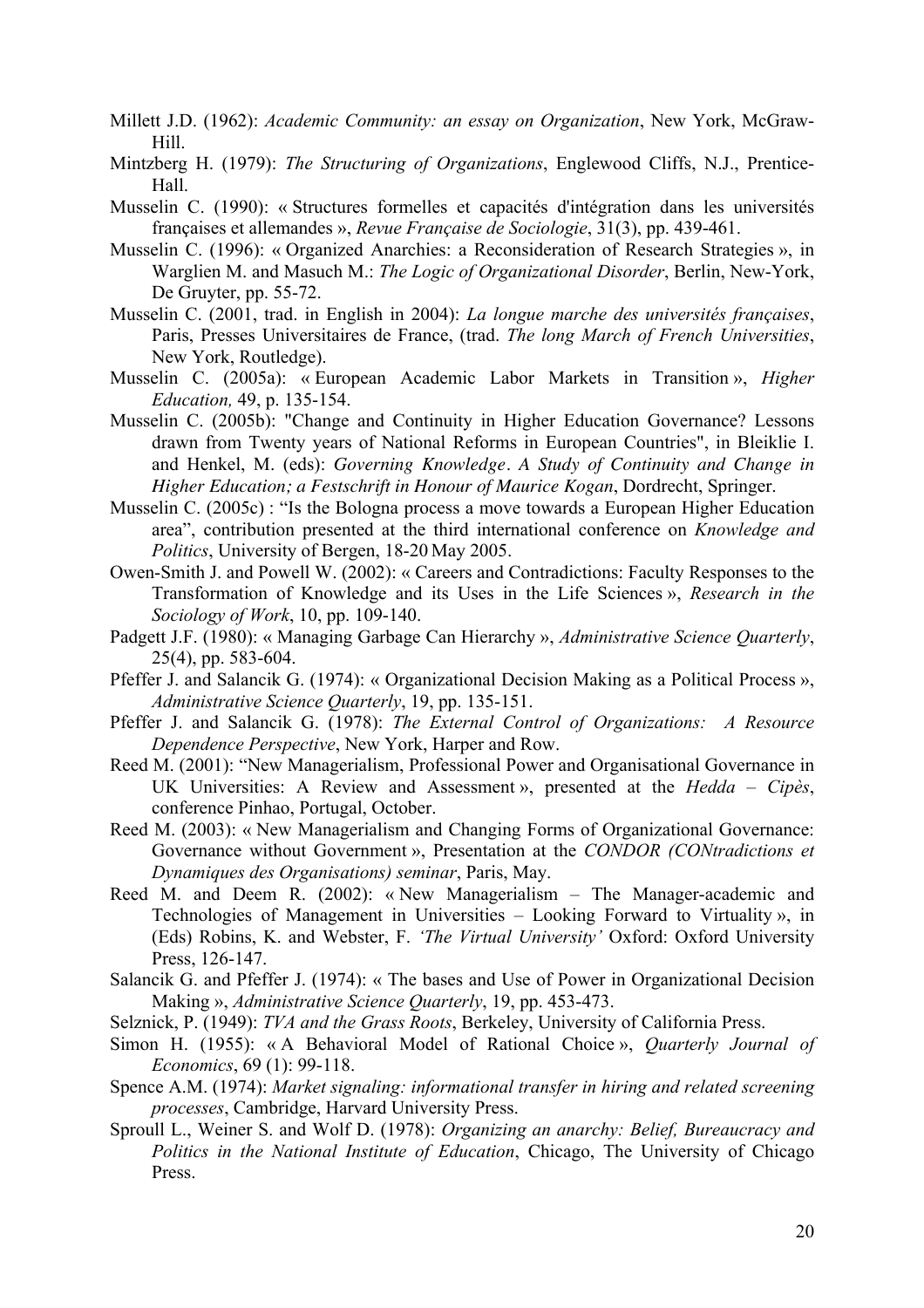Millett J.D. (1962): *Academic Community: an essay on Organization*, New York, McGraw-Hill.

Mintzberg H. (1979): *The Structuring of Organizations*, Englewood Cliffs, N.J., Prentice-Hall.

Musselin C. (1990): « Structures formelles et capacités d'intégration dans les universités françaises et allemandes », *Revue Française de Sociologie*, 31(3), pp. 439-461.

Musselin C. (1996): « Organized Anarchies: a Reconsideration of Research Strategies », in Warglien M. and Masuch M.: *The Logic of Organizational Disorder*, Berlin, New-York, De Gruyter, pp. 55-72.

Musselin C. (2001, trad. in English in 2004): *La longue marche des universités françaises*, Paris, Presses Universitaires de France, (trad. *The long March of French Universities*, New York, Routledge).

Musselin C. (2005a): « European Academic Labor Markets in Transition », *Higher Education,* 49, p. 135-154.

Musselin C. (2005b): "Change and Continuity in Higher Education Governance? Lessons drawn from Twenty years of National Reforms in European Countries", in Bleiklie I. and Henkel, M. (eds): *Governing Knowledge. A Study of Continuity and Change in Higher Education; a Festschrift in Honour of Maurice Kogan*, Dordrecht, Springer.

Musselin C. (2005c) : "Is the Bologna process a move towards a European Higher Education area", contribution presented at the third international conference on *Knowledge and Politics*, University of Bergen, 18-20 May 2005.

Owen-Smith J. and Powell W. (2002): « Careers and Contradictions: Faculty Responses to the Transformation of Knowledge and its Uses in the Life Sciences », *Research in the Sociology of Work*, 10, pp. 109-140.

Padgett J.F. (1980): « Managing Garbage Can Hierarchy », *Administrative Science Quarterly*, 25(4), pp. 583-604.

Pfeffer J. and Salancik G. (1974): « Organizational Decision Making as a Political Process », *Administrative Science Quarterly*, 19, pp. 135-151.

Pfeffer J. and Salancik G. (1978): *The External Control of Organizations: A Resource Dependence Perspective*, New York, Harper and Row.

Reed M. (2001): "New Managerialism, Professional Power and Organisational Governance in UK Universities: A Review and Assessment », presented at the *Hedda – Cipès*, conference Pinhao, Portugal, October.

Reed M. (2003): « New Managerialism and Changing Forms of Organizational Governance: Governance without Government », Presentation at the *CONDOR (CONtradictions et Dynamiques des Organisations) seminar*, Paris, May.

Reed M. and Deem R. (2002): « New Managerialism – The Manager-academic and Technologies of Management in Universities – Looking Forward to Virtuality », in (Eds) Robins, K. and Webster, F. *'The Virtual University'* Oxford: Oxford University Press, 126-147.

Salancik G. and Pfeffer J. (1974): « The bases and Use of Power in Organizational Decision Making », *Administrative Science Quarterly*, 19, pp. 453-473.

Selznick, P. (1949): *TVA and the Grass Roots*, Berkeley, University of California Press.

Simon H. (1955): « A Behavioral Model of Rational Choice », *Quarterly Journal of Economics*, 69 (1): 99-118.

Spence A.M. (1974): *Market signaling: informational transfer in hiring and related screening processes*, Cambridge, Harvard University Press.

Sproull L., Weiner S. and Wolf D. (1978): *Organizing an anarchy: Belief, Bureaucracy and Politics in the National Institute of Education*, Chicago, The University of Chicago Press.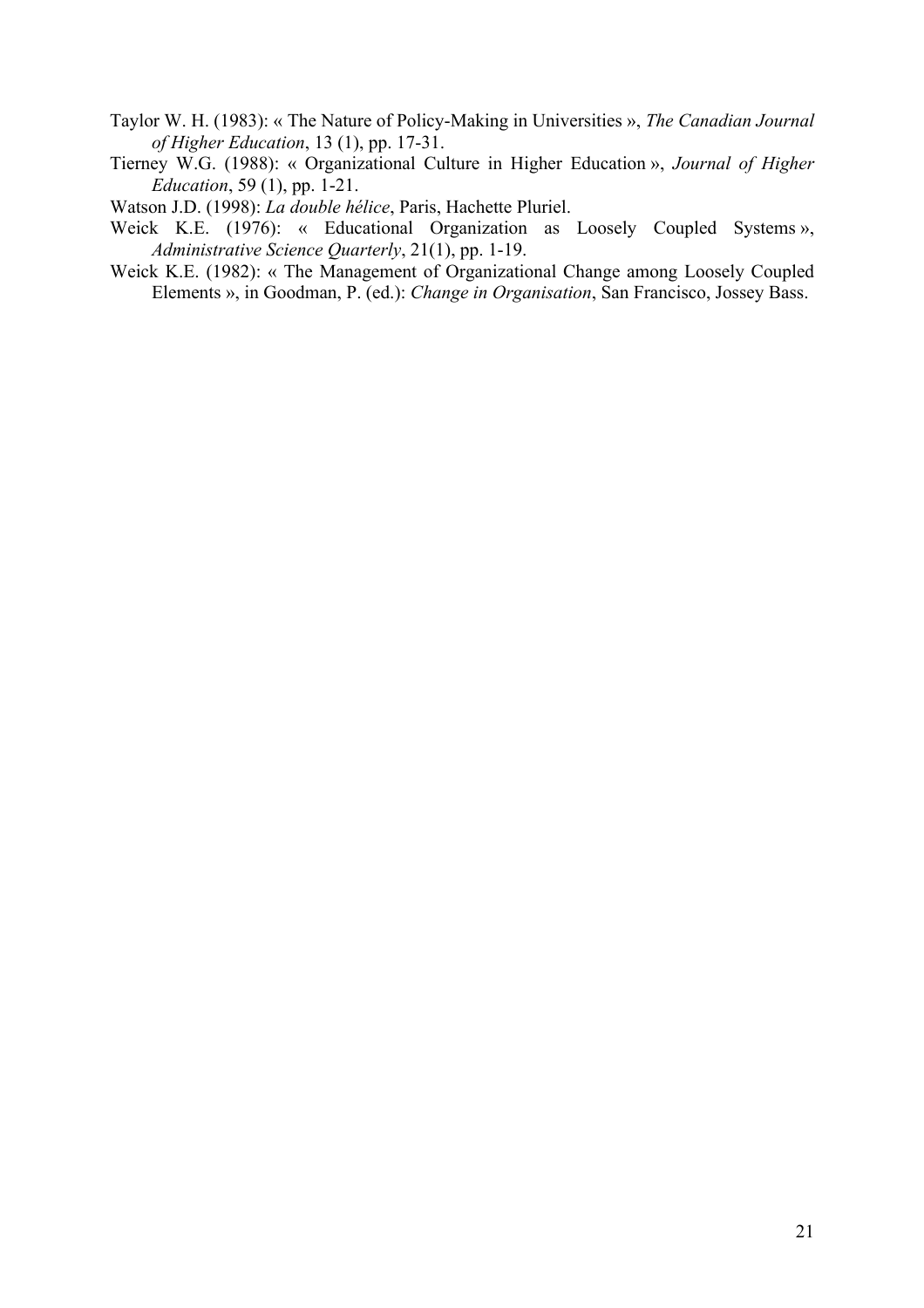Taylor W. H. (1983): « The Nature of Policy-Making in Universities », *The Canadian Journal of Higher Education*, 13 (1), pp. 17-31.

Tierney W.G. (1988): « Organizational Culture in Higher Education », *Journal of Higher Education*, 59 (1), pp. 1-21.

Watson J.D. (1998): *La double hélice*, Paris, Hachette Pluriel.

Weick K.E. (1976): « Educational Organization as Loosely Coupled Systems », *Administrative Science Quarterly*, 21(1), pp. 1-19.

Weick K.E. (1982): « The Management of Organizational Change among Loosely Coupled Elements », in Goodman, P. (ed.): *Change in Organisation*, San Francisco, Jossey Bass.